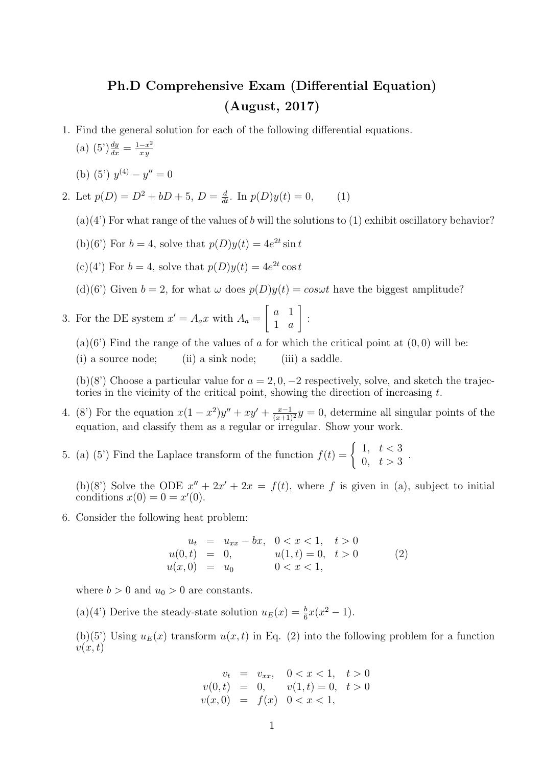# Ph.D Comprehensive Exam (Differential Equation)

# (August, 2017)

1. Find the general solution for each of the following differential equations.

   (a) (5') $\frac{dy}{dx} = \frac{1-x^2}{x\,y}$

   (b) (5') $y^{(4)} - y'' = 0$

2. Let $p(D) = D^2 + bD + 5$, $D = \frac{d}{dt}$. In $p(D)y(t) = 0$, (1)

   (a)(4') For what range of the values of $b$ will the solutions to (1) exhibit oscillatory behavior?

   (b)(6') For $b = 4$, solve that $p(D)y(t) = 4e^{2t}\sin t$

   (c)(4') For $b = 4$, solve that $p(D)y(t) = 4e^{2t}\cos t$

   (d)(6') Given $b = 2$, for what $\omega$ does $p(D)y(t) = cos\omega t$ have the biggest amplitude?

3. For the DE system $x' = A_a x$ with $A_a = \begin{bmatrix} a & 1 \\ 1 & a \end{bmatrix}$:

   (a)(6') Find the range of the values of $a$ for which the critical point at $(0, 0)$ will be:
   (i) a source node; (ii) a sink node; (iii) a saddle.

   (b)(8') Choose a particular value for $a = 2, 0, -2$ respectively, solve, and sketch the trajectories in the vicinity of the critical point, showing the direction of increasing $t$.

4. (8') For the equation $x(1-x^2)y'' + xy' + \frac{x-1}{(x+1)^2}y = 0$, determine all singular points of the equation, and classify them as a regular or irregular. Show your work.

5. (a) (5') Find the Laplace transform of the function $f(t) = \begin{cases} 1, & t < 3 \\ 0, & t > 3 \end{cases}$.

   (b)(8') Solve the ODE $x'' + 2x' + 2x = f(t)$, where $f$ is given in (a), subject to initial conditions $x(0) = 0 = x'(0)$.

6. Consider the following heat problem:

$$
\begin{aligned}
u_t &= u_{xx} - bx, \quad 0 < x < 1, \quad t > 0 \\
u(0,t) &= 0, \qquad\quad u(1,t) = 0, \quad t > 0 \qquad (2) \\
u(x,0) &= u_0 \qquad\quad 0 < x < 1,
\end{aligned}
$$

   where $b > 0$ and $u_0 > 0$ are constants.

   (a)(4') Derive the steady-state solution $u_E(x) = \frac{b}{6}x(x^2 - 1)$.

   (b)(5') Using $u_E(x)$ transform $u(x,t)$ in Eq. (2) into the following problem for a function $v(x,t)$

$$
\begin{aligned}
v_t &= v_{xx}, \quad 0 < x < 1, \quad t > 0 \\
v(0,t) &= 0, \qquad v(1,t) = 0, \quad t > 0 \\
v(x,0) &= f(x) \quad 0 < x < 1,
\end{aligned}
$$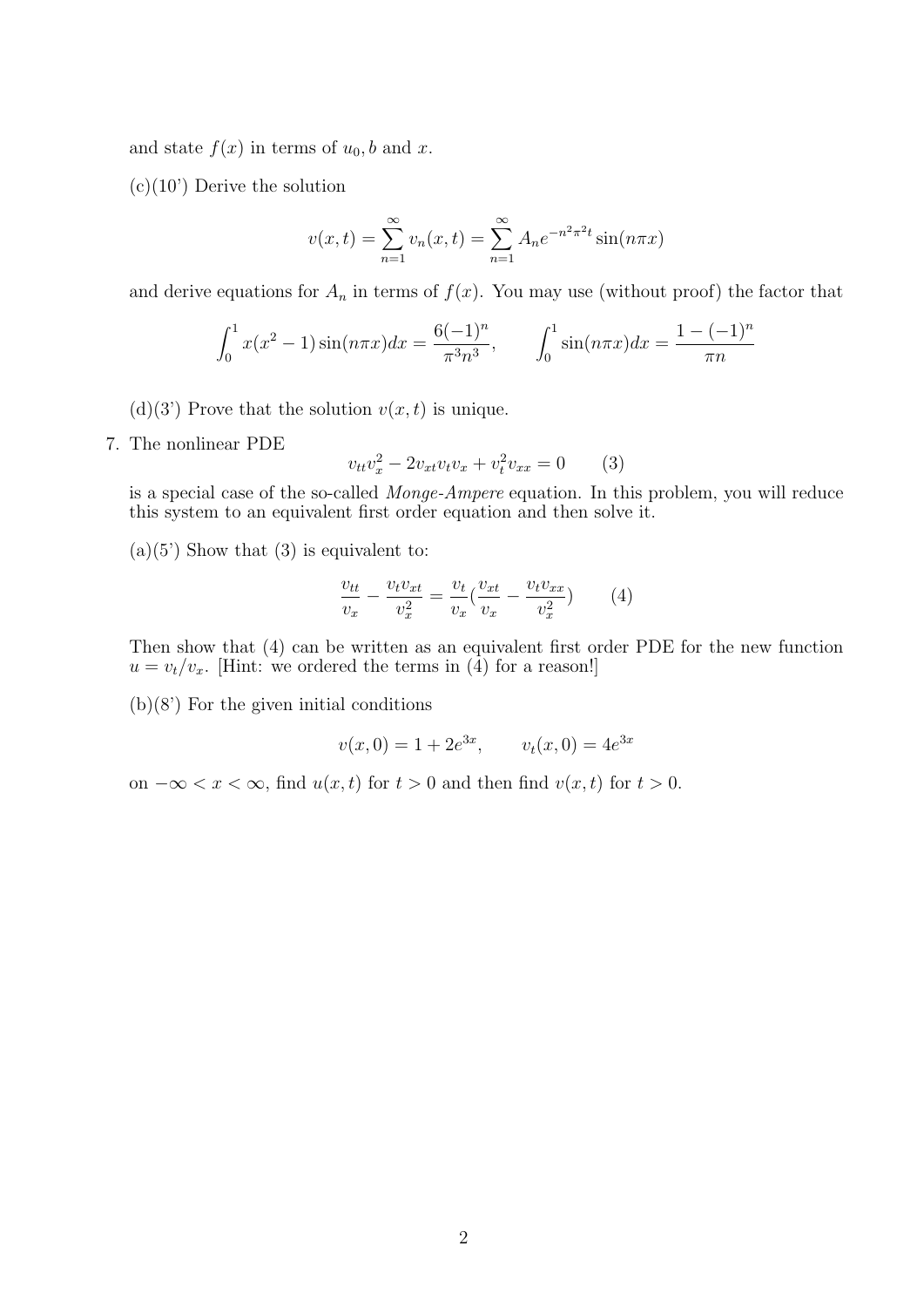and state $f(x)$ in terms of $u_0, b$ and $x$.

(c)(10') Derive the solution

$$v(x,t) = \sum_{n=1}^{\infty} v_n(x,t) = \sum_{n=1}^{\infty} A_n e^{-n^2\pi^2 t} \sin(n\pi x)$$

and derive equations for $A_n$ in terms of $f(x)$. You may use (without proof) the factor that

$$\int_0^1 x(x^2-1)\sin(n\pi x)dx = \frac{6(-1)^n}{\pi^3 n^3}, \qquad \int_0^1 \sin(n\pi x)dx = \frac{1-(-1)^n}{\pi n}$$

(d)(3') Prove that the solution $v(x,t)$ is unique.

7. The nonlinear PDE

$$v_{tt}v_x^2 - 2v_{xt}v_t v_x + v_t^2 v_{xx} = 0 \qquad (3)$$

is a special case of the so-called *Monge-Ampere* equation. In this problem, you will reduce this system to an equivalent first order equation and then solve it.

(a)(5') Show that (3) is equivalent to:

$$\frac{v_{tt}}{v_x} - \frac{v_t v_{xt}}{v_x^2} = \frac{v_t}{v_x}\left(\frac{v_{xt}}{v_x} - \frac{v_t v_{xx}}{v_x^2}\right) \qquad (4)$$

Then show that (4) can be written as an equivalent first order PDE for the new function $u = v_t/v_x$. [Hint: we ordered the terms in (4) for a reason!]

(b)(8') For the given initial conditions

$$v(x,0) = 1 + 2e^{3x}, \qquad v_t(x,0) = 4e^{3x}$$

on $-\infty < x < \infty$, find $u(x,t)$ for $t > 0$ and then find $v(x,t)$ for $t > 0$.